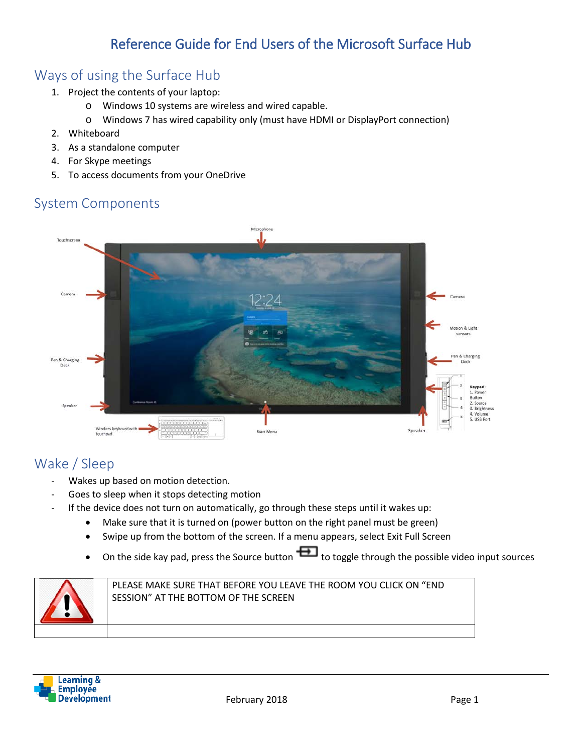# Reference Guide for End Users of the Microsoft Surface Hub

## Ways of using the Surface Hub

1. Project the contents of your laptop:
   - Windows 10 systems are wireless and wired capable.
   - Windows 7 has wired capability only (must have HDMI or DisplayPort connection)
2. Whiteboard
3. As a standalone computer
4. For Skype meetings
5. To access documents from your OneDrive

## System Components

## Wake / Sleep

- Wakes up based on motion detection.
- Goes to sleep when it stops detecting motion
- If the device does not turn on automatically, go through these steps until it wakes up:
  - Make sure that it is turned on (power button on the right panel must be green)
  - Swipe up from the bottom of the screen. If a menu appears, select Exit Full Screen
  - On the side kay pad, press the Source button to toggle through the possible video input sources

| | PLEASE MAKE SURE THAT BEFORE YOU LEAVE THE ROOM YOU CLICK ON "END SESSION" AT THE BOTTOM OF THE SCREEN |
|---|---|
| | |

February 2018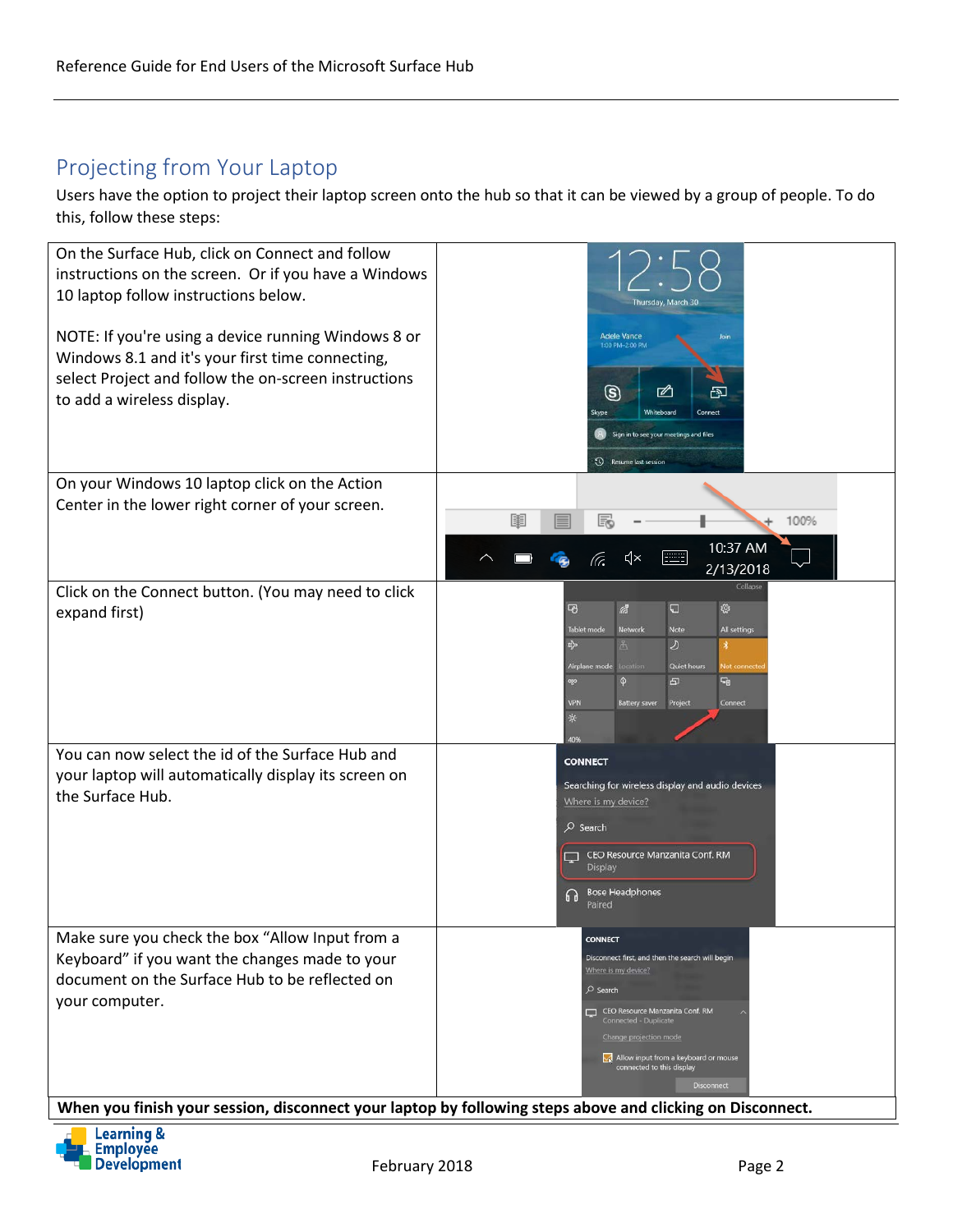## Projecting from Your Laptop

Users have the option to project their laptop screen onto the hub so that it can be viewed by a group of people. To do this, follow these steps:

| | |
|---|---|
| On the Surface Hub, click on Connect and follow instructions on the screen. Or if you have a Windows 10 laptop follow instructions below.<br><br>NOTE: If you're using a device running Windows 8 or Windows 8.1 and it's your first time connecting, select Project and follow the on-screen instructions to add a wireless display. | |
| On your Windows 10 laptop click on the Action Center in the lower right corner of your screen. | |
| Click on the Connect button. (You may need to click expand first) | |
| You can now select the id of the Surface Hub and your laptop will automatically display its screen on the Surface Hub. | |
| Make sure you check the box "Allow Input from a Keyboard" if you want the changes made to your document on the Surface Hub to be reflected on your computer. | |

**When you finish your session, disconnect your laptop by following steps above and clicking on Disconnect.**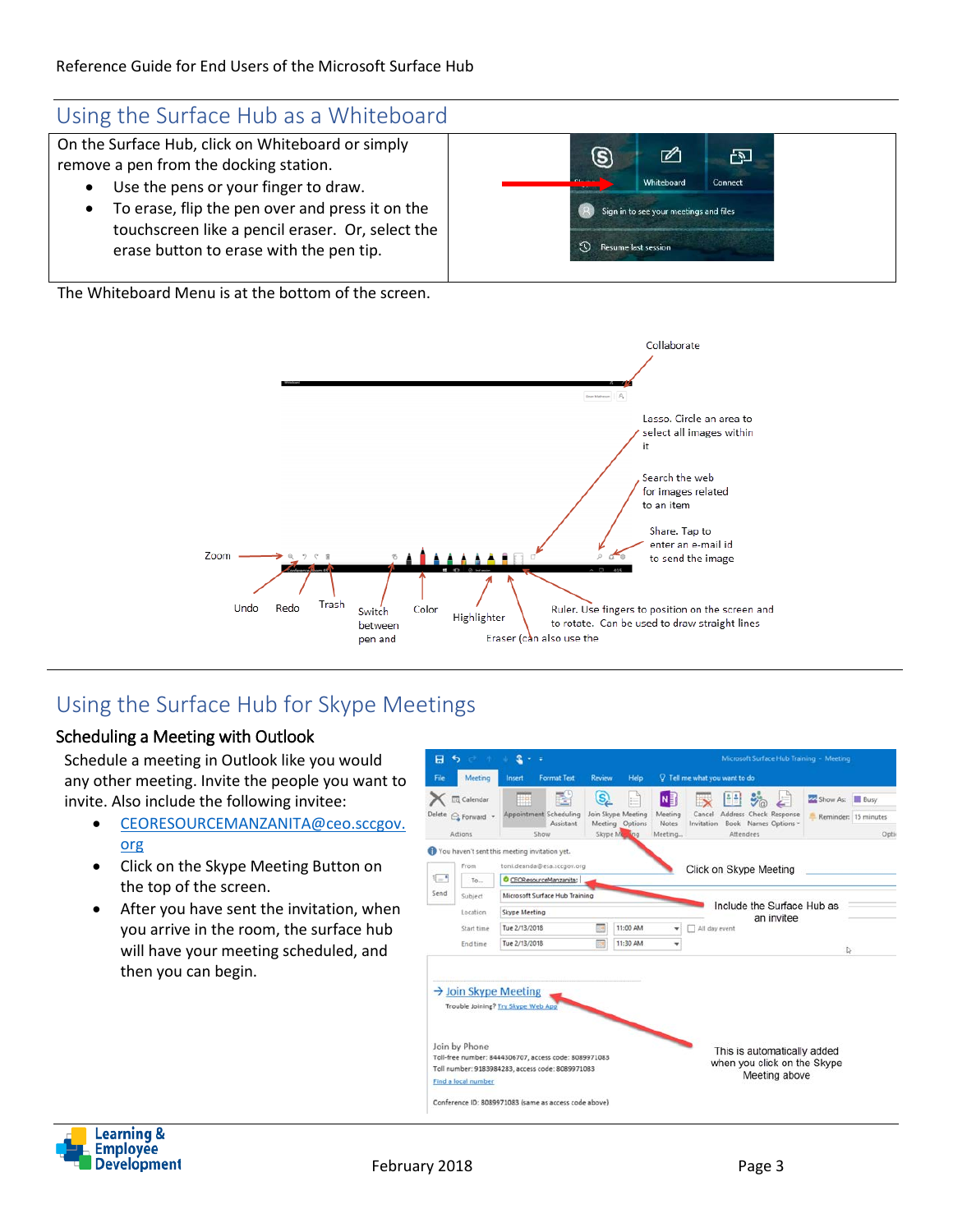## Using the Surface Hub as a Whiteboard

On the Surface Hub, click on Whiteboard or simply remove a pen from the docking station.

- Use the pens or your finger to draw.
- To erase, flip the pen over and press it on the touchscreen like a pencil eraser. Or, select the erase button to erase with the pen tip.

The Whiteboard Menu is at the bottom of the screen.

Collaborate

Lasso. Circle an area to select all images within it

Search the web for images related to an item

Share. Tap to enter an e-mail id to send the image

Zoom

Undo

Redo

Trash

Switch between pen and

Color

Highlighter

Ruler. Use fingers to position on the screen and to rotate. Can be used to draw straight lines

Eraser (can also use the

## Using the Surface Hub for Skype Meetings

### Scheduling a Meeting with Outlook

Schedule a meeting in Outlook like you would any other meeting. Invite the people you want to invite. Also include the following invitee:

- CEORESOURCEMANZANITA@ceo.sccgov.org
- Click on the Skype Meeting Button on the top of the screen.
- After you have sent the invitation, when you arrive in the room, the surface hub will have your meeting scheduled, and then you can begin.

Click on Skype Meeting

Include the Surface Hub as an invitee

This is automatically added when you click on the Skype Meeting above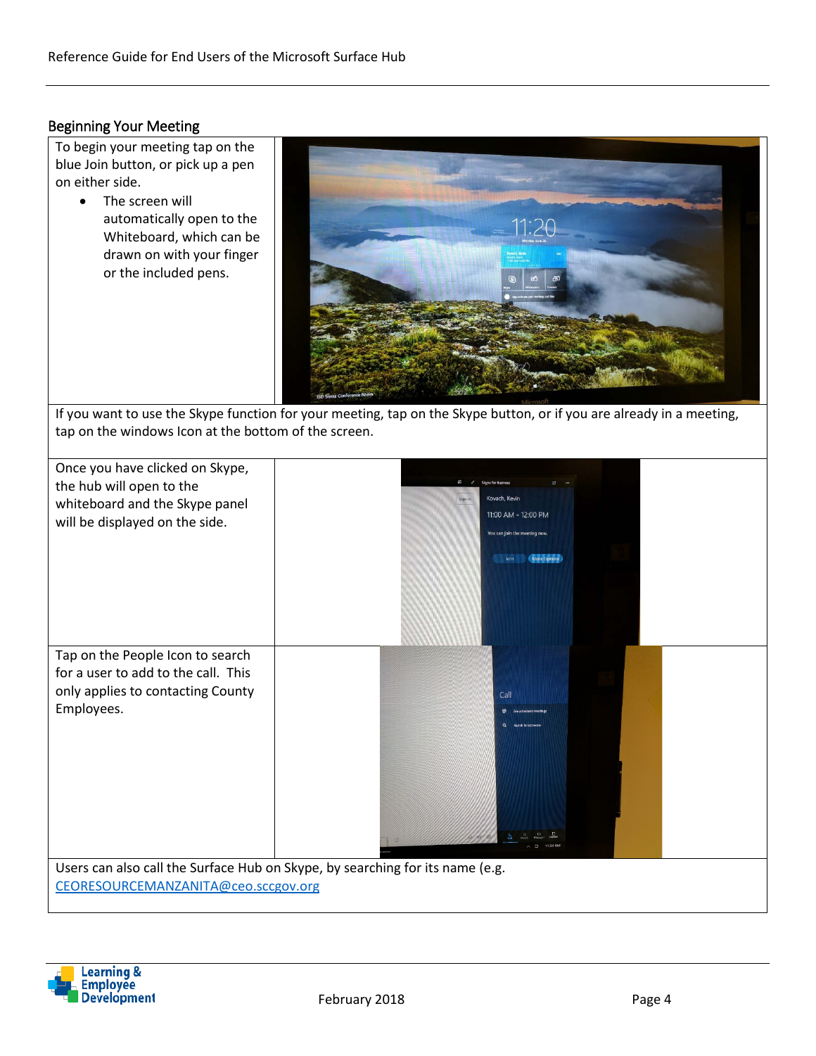## Beginning Your Meeting

To begin your meeting tap on the blue Join button, or pick up a pen on either side.

- The screen will automatically open to the Whiteboard, which can be drawn on with your finger or the included pens.

If you want to use the Skype function for your meeting, tap on the Skype button, or if you are already in a meeting, tap on the windows Icon at the bottom of the screen.

Once you have clicked on Skype, the hub will open to the whiteboard and the Skype panel will be displayed on the side.

Tap on the People Icon to search for a user to add to the call. This only applies to contacting County Employees.

Users can also call the Surface Hub on Skype, by searching for its name (e.g. CEORESOURCEMANZANITA@ceo.sccgov.org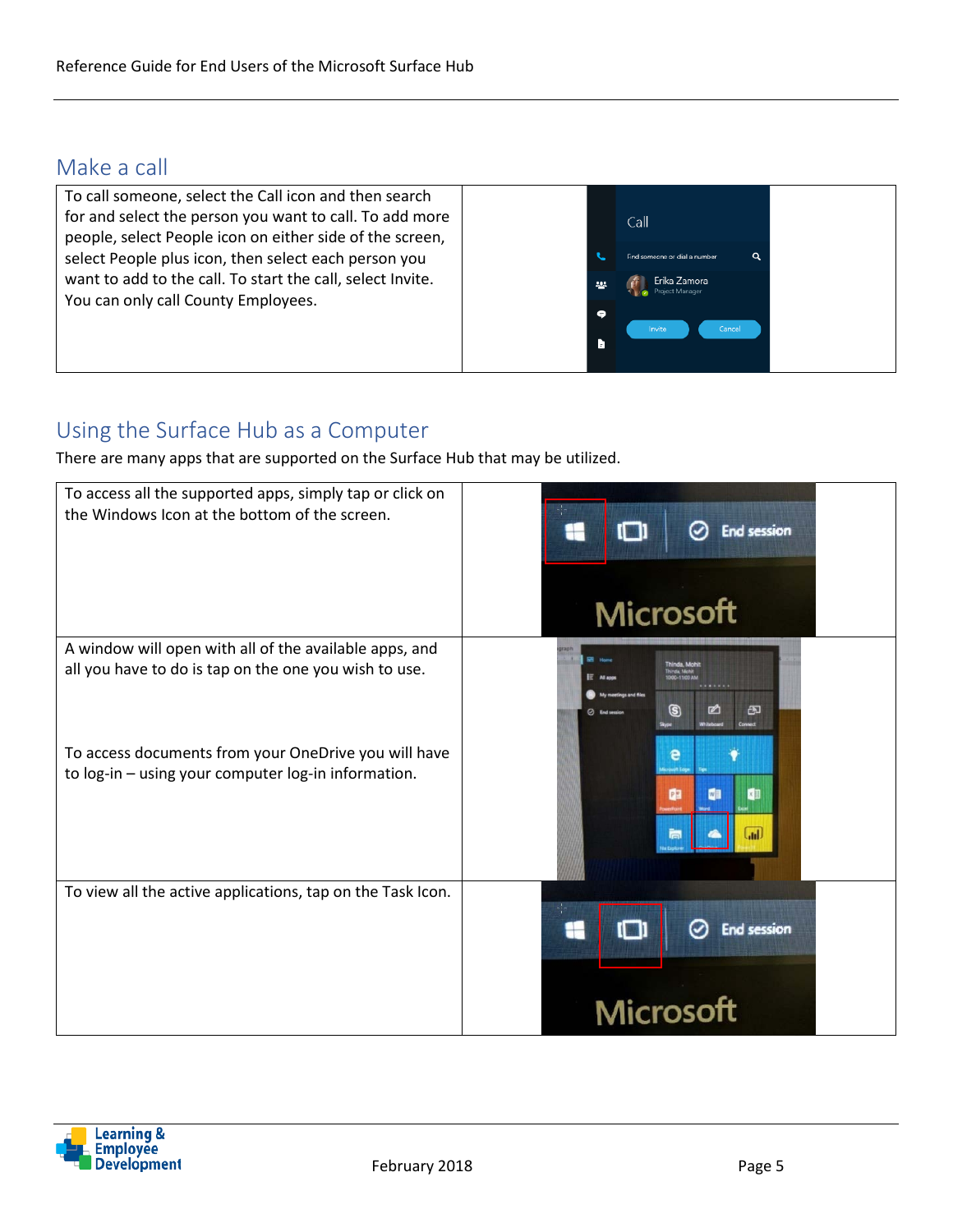## Make a call

| | |
|---|---|
| To call someone, select the Call icon and then search for and select the person you want to call. To add more people, select People icon on either side of the screen, select People plus icon, then select each person you want to add to the call. To start the call, select Invite. You can only call County Employees. | |

## Using the Surface Hub as a Computer

There are many apps that are supported on the Surface Hub that may be utilized.

| | |
|---|---|
| To access all the supported apps, simply tap or click on the Windows Icon at the bottom of the screen. | |
| A window will open with all of the available apps, and all you have to do is tap on the one you wish to use.<br><br>To access documents from your OneDrive you will have to log-in – using your computer log-in information. | |
| To view all the active applications, tap on the Task Icon. | |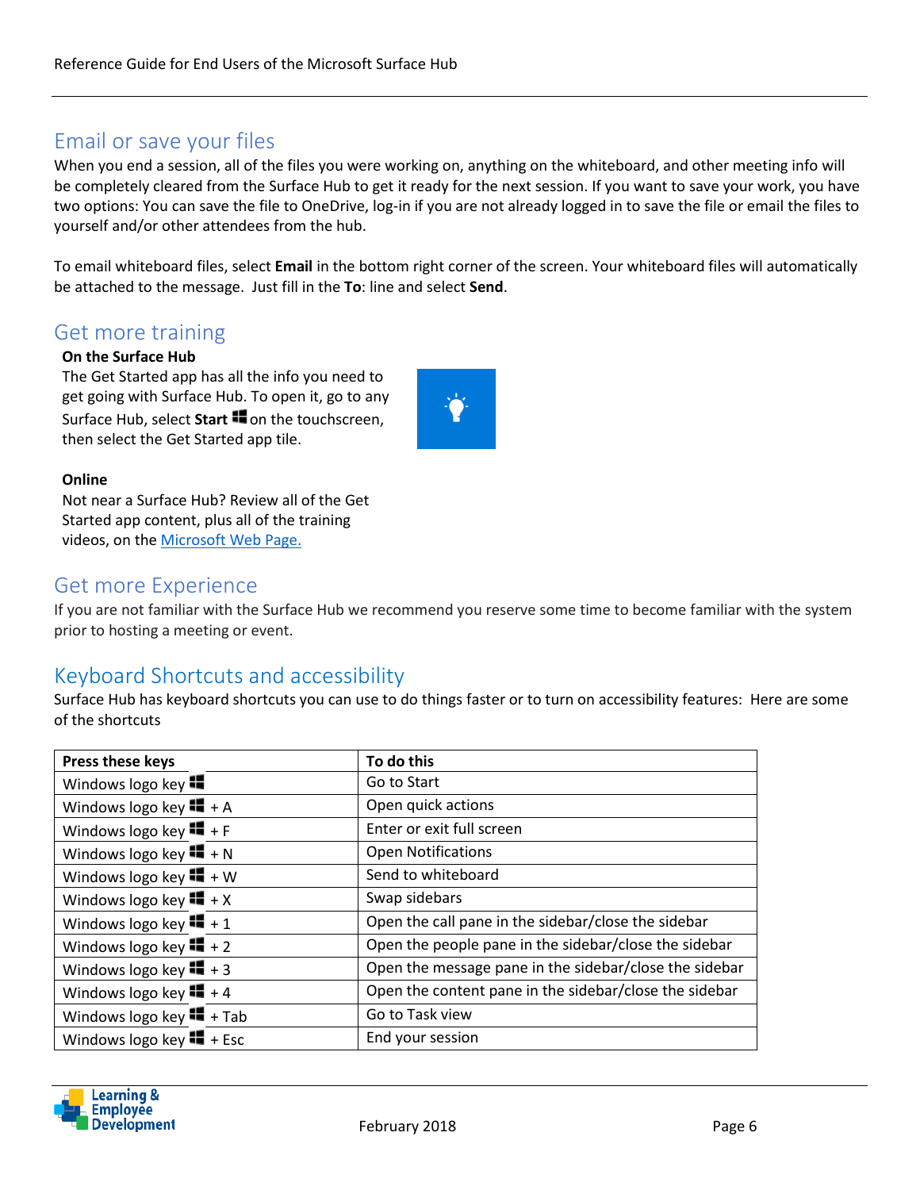## Email or save your files

When you end a session, all of the files you were working on, anything on the whiteboard, and other meeting info will be completely cleared from the Surface Hub to get it ready for the next session. If you want to save your work, you have two options: You can save the file to OneDrive, log-in if you are not already logged in to save the file or email the files to yourself and/or other attendees from the hub.

To email whiteboard files, select **Email** in the bottom right corner of the screen. Your whiteboard files will automatically be attached to the message. Just fill in the **To**: line and select **Send**.

## Get more training

**On the Surface Hub**

The Get Started app has all the info you need to get going with Surface Hub. To open it, go to any Surface Hub, select **Start** on the touchscreen, then select the Get Started app tile.

**Online**

Not near a Surface Hub? Review all of the Get Started app content, plus all of the training videos, on the [Microsoft Web Page.]

## Get more Experience

If you are not familiar with the Surface Hub we recommend you reserve some time to become familiar with the system prior to hosting a meeting or event.

## Keyboard Shortcuts and accessibility

Surface Hub has keyboard shortcuts you can use to do things faster or to turn on accessibility features: Here are some of the shortcuts

| Press these keys | To do this |
|---|---|
| Windows logo key | Go to Start |
| Windows logo key + A | Open quick actions |
| Windows logo key + F | Enter or exit full screen |
| Windows logo key + N | Open Notifications |
| Windows logo key + W | Send to whiteboard |
| Windows logo key + X | Swap sidebars |
| Windows logo key + 1 | Open the call pane in the sidebar/close the sidebar |
| Windows logo key + 2 | Open the people pane in the sidebar/close the sidebar |
| Windows logo key + 3 | Open the message pane in the sidebar/close the sidebar |
| Windows logo key + 4 | Open the content pane in the sidebar/close the sidebar |
| Windows logo key + Tab | Go to Task view |
| Windows logo key + Esc | End your session |